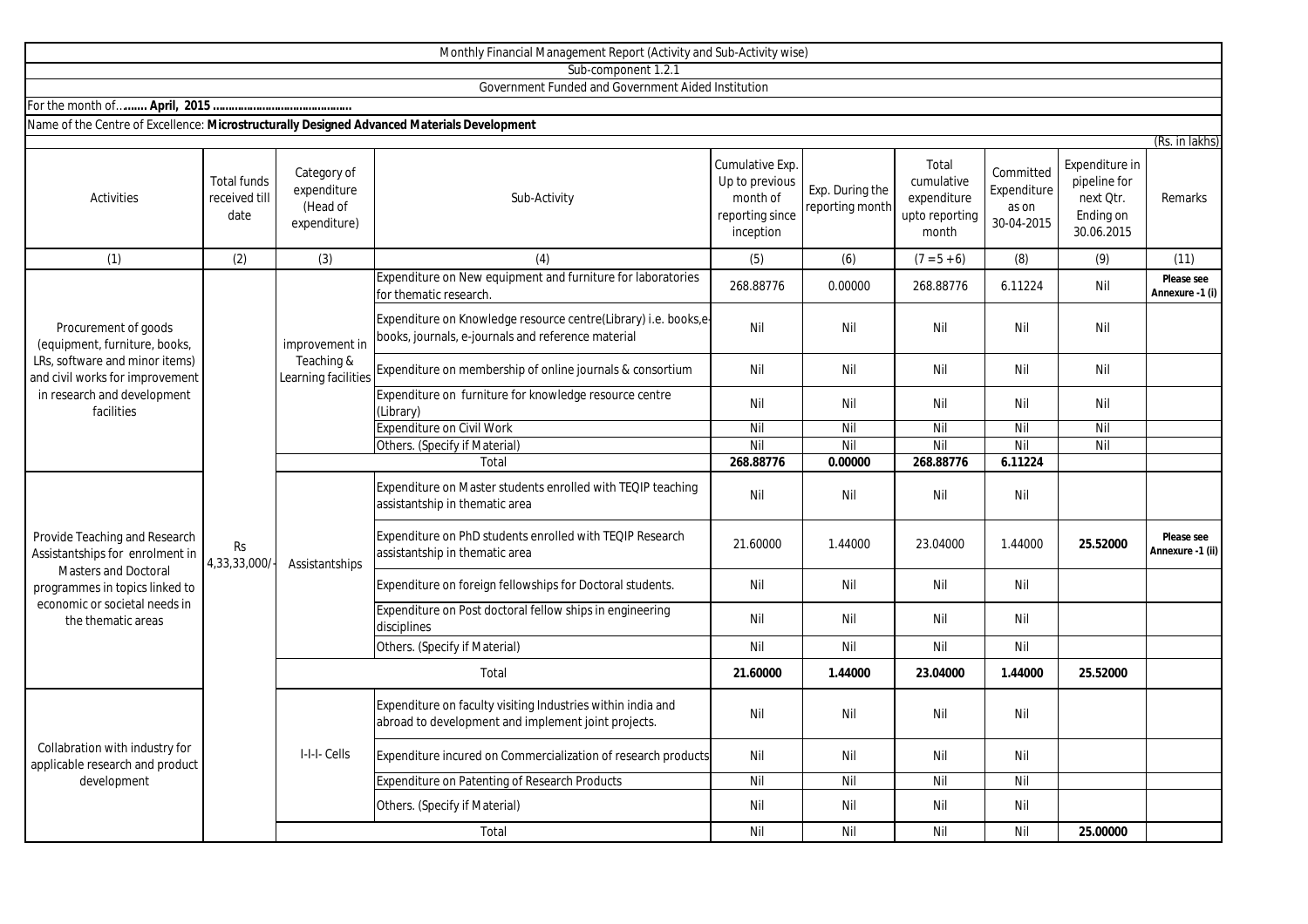Monthly Financial Management Report (Activity and Sub-Activity wise)

Sub-component 1.2.1

Government Funded and Government Aided Institution

For the month of…**….. April, 2015 …………………………………**

Name of the Centre of Excellence: **Microstructurally Designed Advanced Materials Development**

(Rs. in lakhs)

| Activities | Total funds received till date | Category of expenditure (Head of expenditure) | Sub-Activity | Cumulative Exp. Up to previous month of reporting since inception | Exp. During the reporting month | Total cumulative expenditure upto reporting month | Committed Expenditure as on 30-04-2015 | Expenditure in pipeline for next Qtr. Ending on 30.06.2015 | Remarks |
|---|---|---|---|---|---|---|---|---|---|
| (1) | (2) | (3) | (4) | (5) | (6) | (7 = 5 + 6) | (8) | (9) | (11) |
| Procurement of goods (equipment, furniture, books, LRs, software and minor items) and civil works for improvement in research and development facilities | Rs 4,33,33,000/- | improvement in Teaching & Learning facilities | Expenditure on New equipment and furniture for laboratories for thematic research. | 268.88776 | 0.00000 | 268.88776 | 6.11224 | Nil | **Please see Annexure -1 (i)** |
| | | | Expenditure on Knowledge resource centre(Library) i.e. books,e-books, journals, e-journals and reference material | Nil | Nil | Nil | Nil | Nil | |
| | | | Expenditure on membership of online journals & consortium | Nil | Nil | Nil | Nil | Nil | |
| | | | Expenditure on furniture for knowledge resource centre (Library) | Nil | Nil | Nil | Nil | Nil | |
| | | | Expenditure on Civil Work | Nil | Nil | Nil | Nil | Nil | |
| | | | Others. (Specify if Material) | Nil | Nil | Nil | Nil | Nil | |
| | | | Total | **268.88776** | **0.00000** | **268.88776** | **6.11224** | | |
| Provide Teaching and Research Assistantships for enrolment in Masters and Doctoral programmes in topics linked to economic or societal needs in the thematic areas | | Assistantships | Expenditure on Master students enrolled with TEQIP teaching assistantship in thematic area | Nil | Nil | Nil | Nil | | |
| | | | Expenditure on PhD students enrolled with TEQIP Research assistantship in thematic area | 21.60000 | 1.44000 | 23.04000 | 1.44000 | **25.52000** | **Please see Annexure -1 (ii)** |
| | | | Expenditure on foreign fellowships for Doctoral students. | Nil | Nil | Nil | Nil | | |
| | | | Expenditure on Post doctoral fellow ships in engineering disciplines | Nil | Nil | Nil | Nil | | |
| | | | Others. (Specify if Material) | Nil | Nil | Nil | Nil | | |
| | | | Total | **21.60000** | **1.44000** | **23.04000** | **1.44000** | **25.52000** | |
| Collabration with industry for applicable research and product development | | I-I-I- Cells | Expenditure on faculty visiting Industries within india and abroad to development and implement joint projects. | Nil | Nil | Nil | Nil | | |
| | | | Expenditure incured on Commercialization of research products | Nil | Nil | Nil | Nil | | |
| | | | Expenditure on Patenting of Research Products | Nil | Nil | Nil | Nil | | |
| | | | Others. (Specify if Material) | Nil | Nil | Nil | Nil | | |
| | | | Total | Nil | Nil | Nil | Nil | **25.00000** | |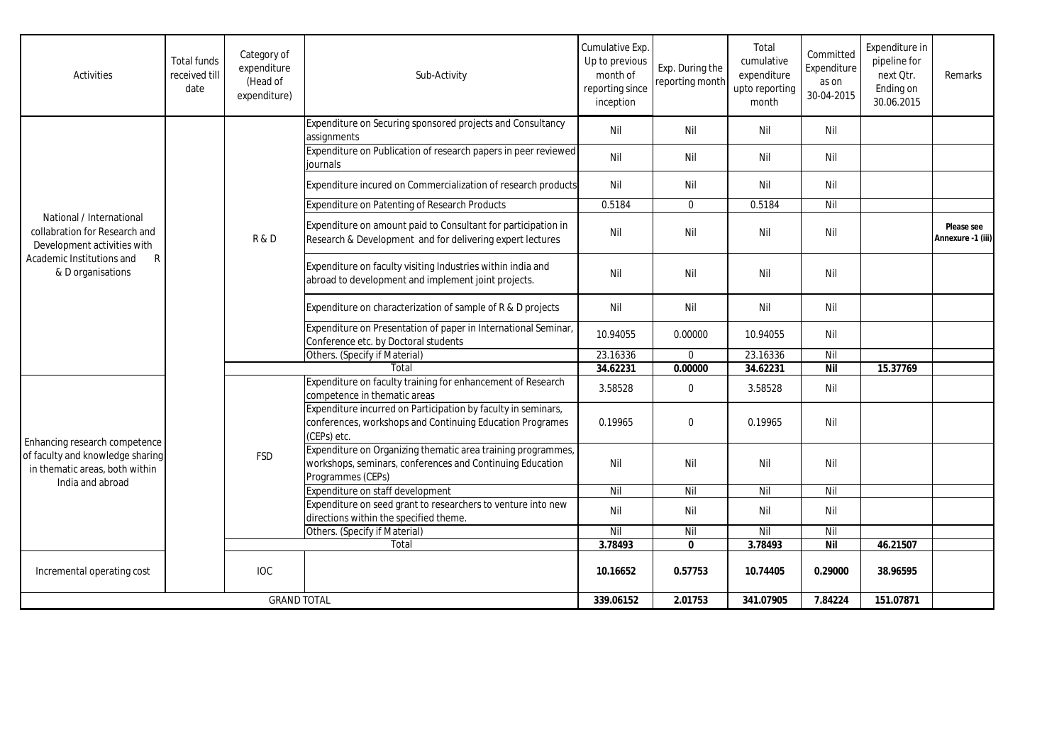| Activities | Total funds received till date | Category of expenditure (Head of expenditure) | Sub-Activity | Cumulative Exp. Up to previous month of reporting since inception | Exp. During the reporting month | Total cumulative expenditure upto reporting month | Committed Expenditure as on 30-04-2015 | Expenditure in pipeline for next Qtr. Ending on 30.06.2015 | Remarks |
|---|---|---|---|---|---|---|---|---|---|
| National / International collabration for Research and Development activities with Academic Institutions and R & D organisations | | R & D | Expenditure on Securing sponsored projects and Consultancy assignments | Nil | Nil | Nil | Nil | | |
| | | | Expenditure on Publication of research papers in peer reviewed journals | Nil | Nil | Nil | Nil | | |
| | | | Expenditure incured on Commercialization of research products | Nil | Nil | Nil | Nil | | |
| | | | Expenditure on Patenting of Research Products | 0.5184 | 0 | 0.5184 | Nil | | |
| | | | Expenditure on amount paid to Consultant for participation in Research & Development and for delivering expert lectures | Nil | Nil | Nil | Nil | | **Please see Annexure -1 (iii)** |
| | | | Expenditure on faculty visiting Industries within india and abroad to development and implement joint projects. | Nil | Nil | Nil | Nil | | |
| | | | Expenditure on characterization of sample of R & D projects | Nil | Nil | Nil | Nil | | |
| | | | Expenditure on Presentation of paper in International Seminar, Conference etc. by Doctoral students | 10.94055 | 0.00000 | 10.94055 | Nil | | |
| | | | Others. (Specify if Material) | 23.16336 | 0 | 23.16336 | Nil | | |
| | | Total | | **34.62231** | **0.00000** | **34.62231** | **Nil** | **15.37769** | |
| Enhancing research competence of faculty and knowledge sharing in thematic areas, both within India and abroad | | FSD | Expenditure on faculty training for enhancement of Research competence in thematic areas | 3.58528 | 0 | 3.58528 | Nil | | |
| | | | Expenditure incurred on Participation by faculty in seminars, conferences, workshops and Continuing Education Programes (CEPs) etc. | 0.19965 | 0 | 0.19965 | Nil | | |
| | | | Expenditure on Organizing thematic area training programmes, workshops, seminars, conferences and Continuing Education Programmes (CEPs) | Nil | Nil | Nil | Nil | | |
| | | | Expenditure on staff development | Nil | Nil | Nil | Nil | | |
| | | | Expenditure on seed grant to researchers to venture into new directions within the specified theme. | Nil | Nil | Nil | Nil | | |
| | | | Others. (Specify if Material) | Nil | Nil | Nil | Nil | | |
| | | Total | | **3.78493** | **0** | **3.78493** | **Nil** | **46.21507** | |
| Incremental operating cost | | IOC | | **10.16652** | **0.57753** | **10.74405** | **0.29000** | **38.96595** | |
| GRAND TOTAL | | | | **339.06152** | **2.01753** | **341.07905** | **7.84224** | **151.07871** | |